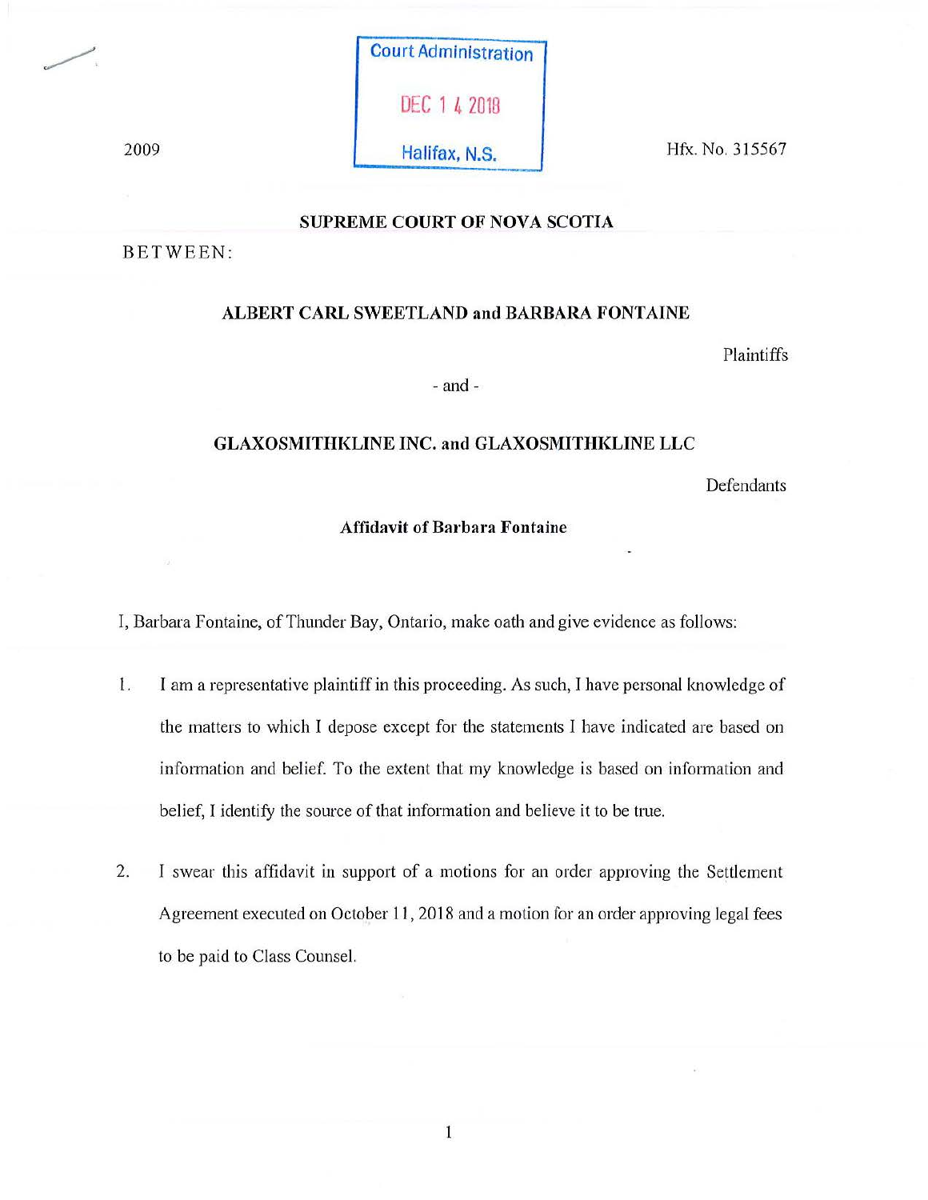Court Administration

DEC 14 2018

Halifax, N.S.

2009

Hfx. No. 315567

**SUPREME COURT OF NOVA SCOTIA**

BETWEEN:

**ALBERT CARL SWEETLAND and BARBARA FONTAINE**

Plaintiffs

- and -

**GLAXOSMITHKLINE INC. and GLAXOSMITHKLINE LLC**

Defendants

**Affidavit of Barbara Fontaine**

I, Barbara Fontaine, of Thunder Bay, Ontario, make oath and give evidence as follows:

1. I am a representative plaintiff in this proceeding. As such, I have personal knowledge of the matters to which I depose except for the statements I have indicated are based on information and belief. To the extent that my knowledge is based on information and belief, I identify the source of that information and believe it to be true.

2. I swear this affidavit in support of a motions for an order approving the Settlement Agreement executed on October 11, 2018 and a motion for an order approving legal fees to be paid to Class Counsel.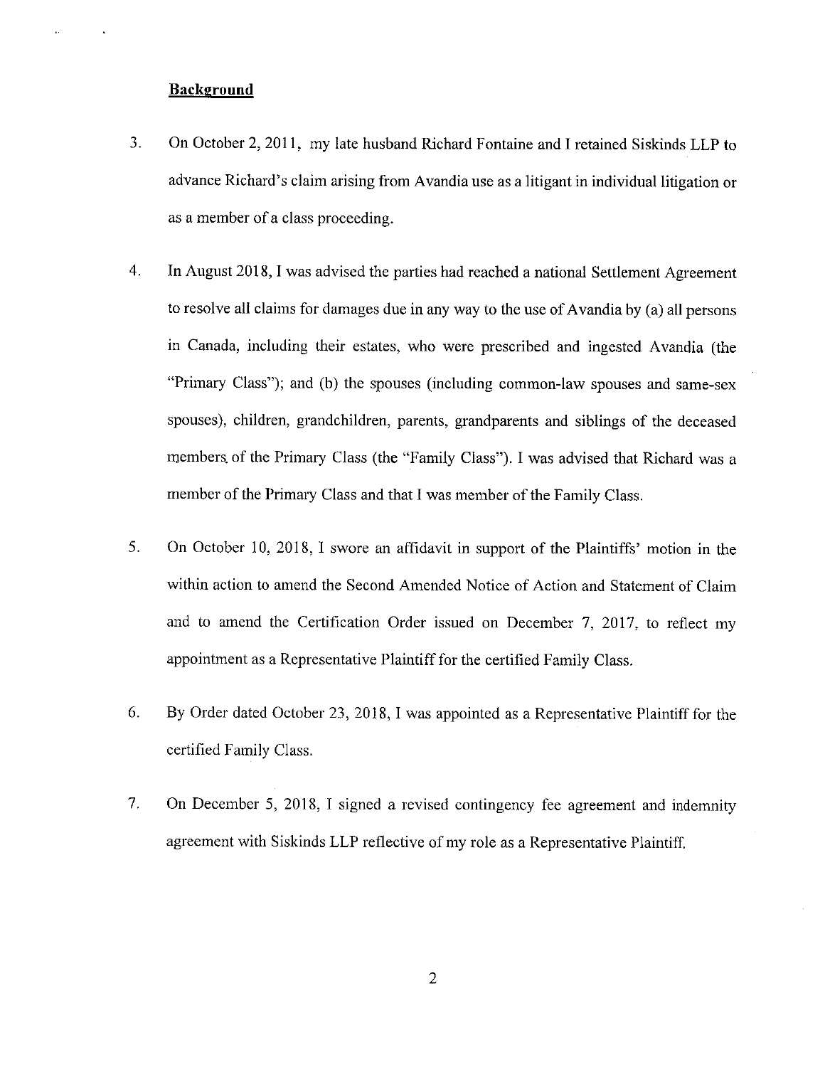## Background

3. On October 2, 2011, my late husband Richard Fontaine and I retained Siskinds LLP to advance Richard's claim arising from Avandia use as a litigant in individual litigation or as a member of a class proceeding.

4. In August 2018, I was advised the parties had reached a national Settlement Agreement to resolve all claims for damages due in any way to the use of Avandia by (a) all persons in Canada, including their estates, who were prescribed and ingested Avandia (the "Primary Class"); and (b) the spouses (including common-law spouses and same-sex spouses), children, grandchildren, parents, grandparents and siblings of the deceased members of the Primary Class (the "Family Class"). I was advised that Richard was a member of the Primary Class and that I was member of the Family Class.

5. On October 10, 2018, I swore an affidavit in support of the Plaintiffs' motion in the within action to amend the Second Amended Notice of Action and Statement of Claim and to amend the Certification Order issued on December 7, 2017, to reflect my appointment as a Representative Plaintiff for the certified Family Class.

6. By Order dated October 23, 2018, I was appointed as a Representative Plaintiff for the certified Family Class.

7. On December 5, 2018, I signed a revised contingency fee agreement and indemnity agreement with Siskinds LLP reflective of my role as a Representative Plaintiff.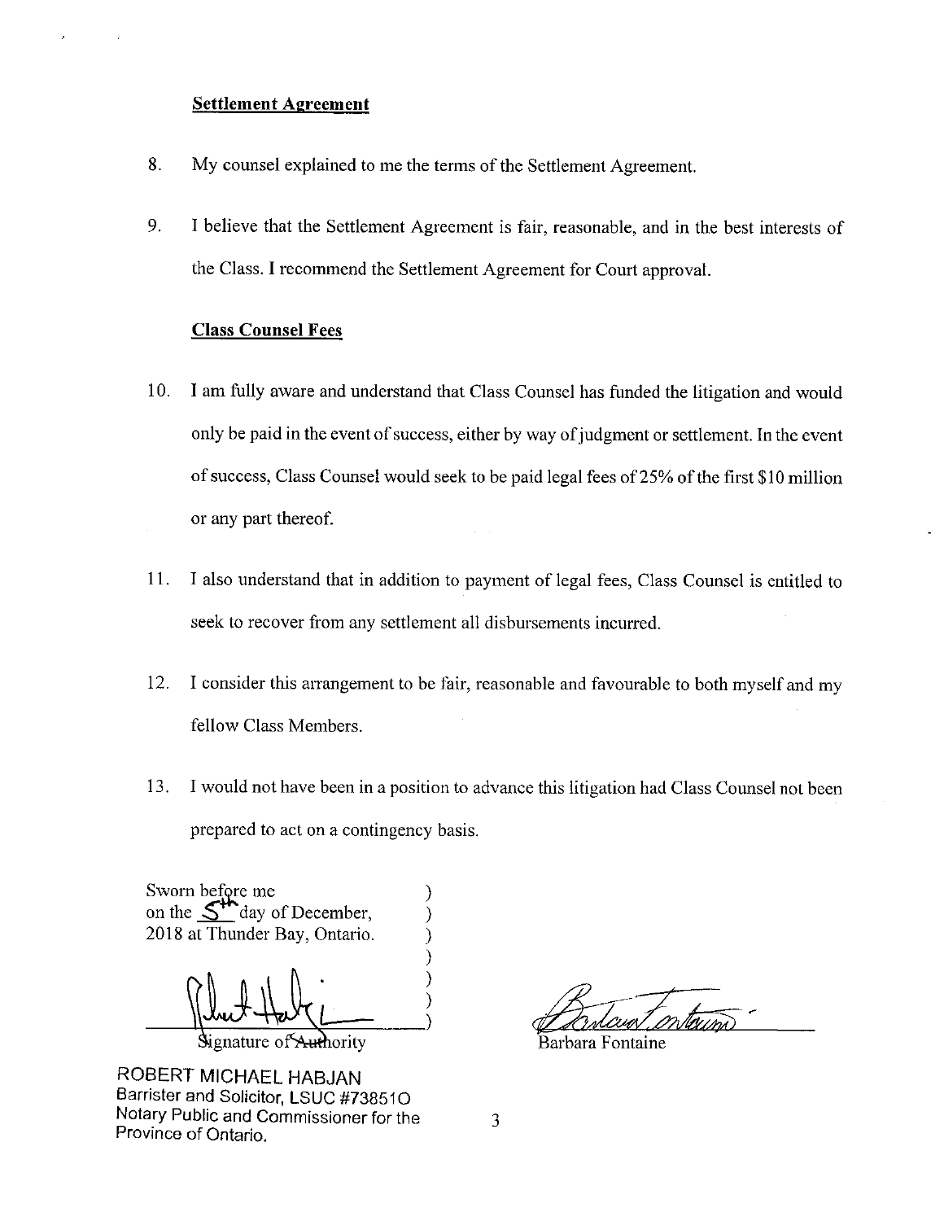**Settlement Agreement**

8. My counsel explained to me the terms of the Settlement Agreement.

9. I believe that the Settlement Agreement is fair, reasonable, and in the best interests of the Class. I recommend the Settlement Agreement for Court approval.

**Class Counsel Fees**

10. I am fully aware and understand that Class Counsel has funded the litigation and would only be paid in the event of success, either by way of judgment or settlement. In the event of success, Class Counsel would seek to be paid legal fees of 25% of the first $10 million or any part thereof.

11. I also understand that in addition to payment of legal fees, Class Counsel is entitled to seek to recover from any settlement all disbursements incurred.

12. I consider this arrangement to be fair, reasonable and favourable to both myself and my fellow Class Members.

13. I would not have been in a position to advance this litigation had Class Counsel not been prepared to act on a contingency basis.

Sworn before me
on the 5th day of December,
2018 at Thunder Bay, Ontario.

Signature of Authority

ROBERT MICHAEL HABJAN
Barrister and Solicitor, LSUC #73851O
Notary Public and Commissioner for the Province of Ontario.

Barbara Fontaine